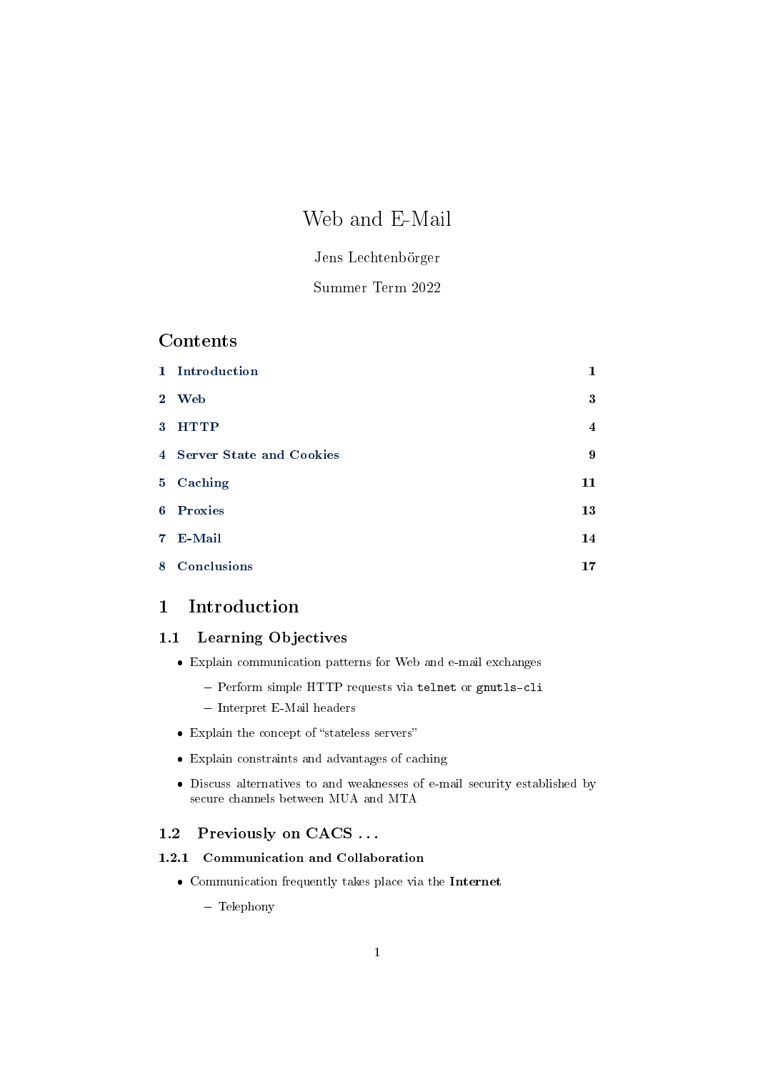# Web and E-Mail

Jens Lechtenbörger

Summer Term 2022

## Contents

| | | |
|---|---|---|
| 1 | **Introduction** | 1 |
| 2 | **Web** | 3 |
| 3 | **HTTP** | 4 |
| 4 | **Server State and Cookies** | 9 |
| 5 | **Caching** | 11 |
| 6 | **Proxies** | 13 |
| 7 | **E-Mail** | 14 |
| 8 | **Conclusions** | 17 |

## 1 Introduction

### 1.1 Learning Objectives

- Explain communication patterns for Web and e-mail exchanges
  - Perform simple HTTP requests via `telnet` or `gnutls-cli`
  - Interpret E-Mail headers
- Explain the concept of "stateless servers"
- Explain constraints and advantages of caching
- Discuss alternatives to and weaknesses of e-mail security established by secure channels between MUA and MTA

### 1.2 Previously on CACS . . .

#### 1.2.1 Communication and Collaboration

- Communication frequently takes place via the **Internet**
  - Telephony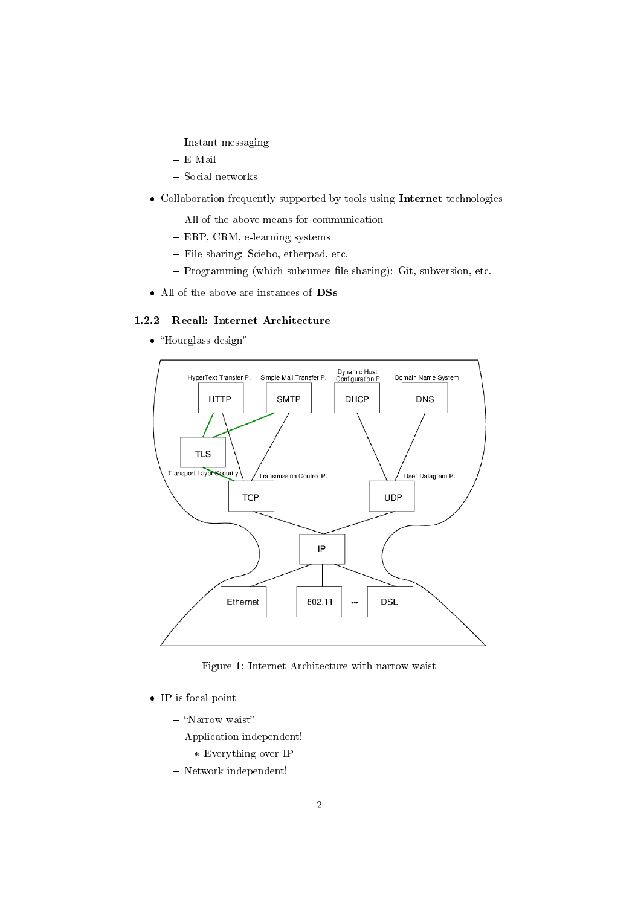- Instant messaging
  - E-Mail
  - Social networks

- Collaboration frequently supported by tools using **Internet** technologies
  - All of the above means for communication
  - ERP, CRM, e-learning systems
  - File sharing: Sciebo, etherpad, etc.
  - Programming (which subsumes file sharing): Git, subversion, etc.

- All of the above are instances of **DSs**

### 1.2.2 Recall: Internet Architecture

- "Hourglass design"

Figure 1: Internet Architecture with narrow waist

- IP is focal point
  - "Narrow waist"
  - Application independent!
    - Everything over IP
  - Network independent!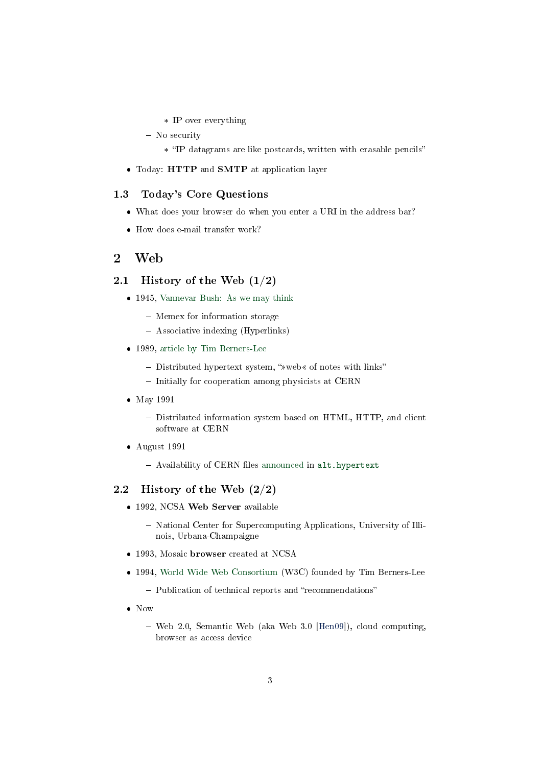- IP over everything
  - No security
    - "IP datagrams are like postcards, written with erasable pencils"

- Today: **HTTP** and **SMTP** at application layer

### 1.3 Today's Core Questions

- What does your browser do when you enter a URI in the address bar?
- How does e-mail transfer work?

## 2 Web

### 2.1 History of the Web (1/2)

- 1945, Vannevar Bush: As we may think
  - Memex for information storage
  - Associative indexing (Hyperlinks)
- 1989, article by Tim Berners-Lee
  - Distributed hypertext system, "»web« of notes with links"
  - Initially for cooperation among physicists at CERN
- May 1991
  - Distributed information system based on HTML, HTTP, and client software at CERN
- August 1991
  - Availability of CERN files announced in `alt.hypertext`

### 2.2 History of the Web (2/2)

- 1992, NCSA **Web Server** available
  - National Center for Supercomputing Applications, University of Illinois, Urbana-Champaigne
- 1993, Mosaic **browser** created at NCSA
- 1994, World Wide Web Consortium (W3C) founded by Tim Berners-Lee
  - Publication of technical reports and "recommendations"
- Now
  - Web 2.0, Semantic Web (aka Web 3.0 [Hen09]), cloud computing, browser as access device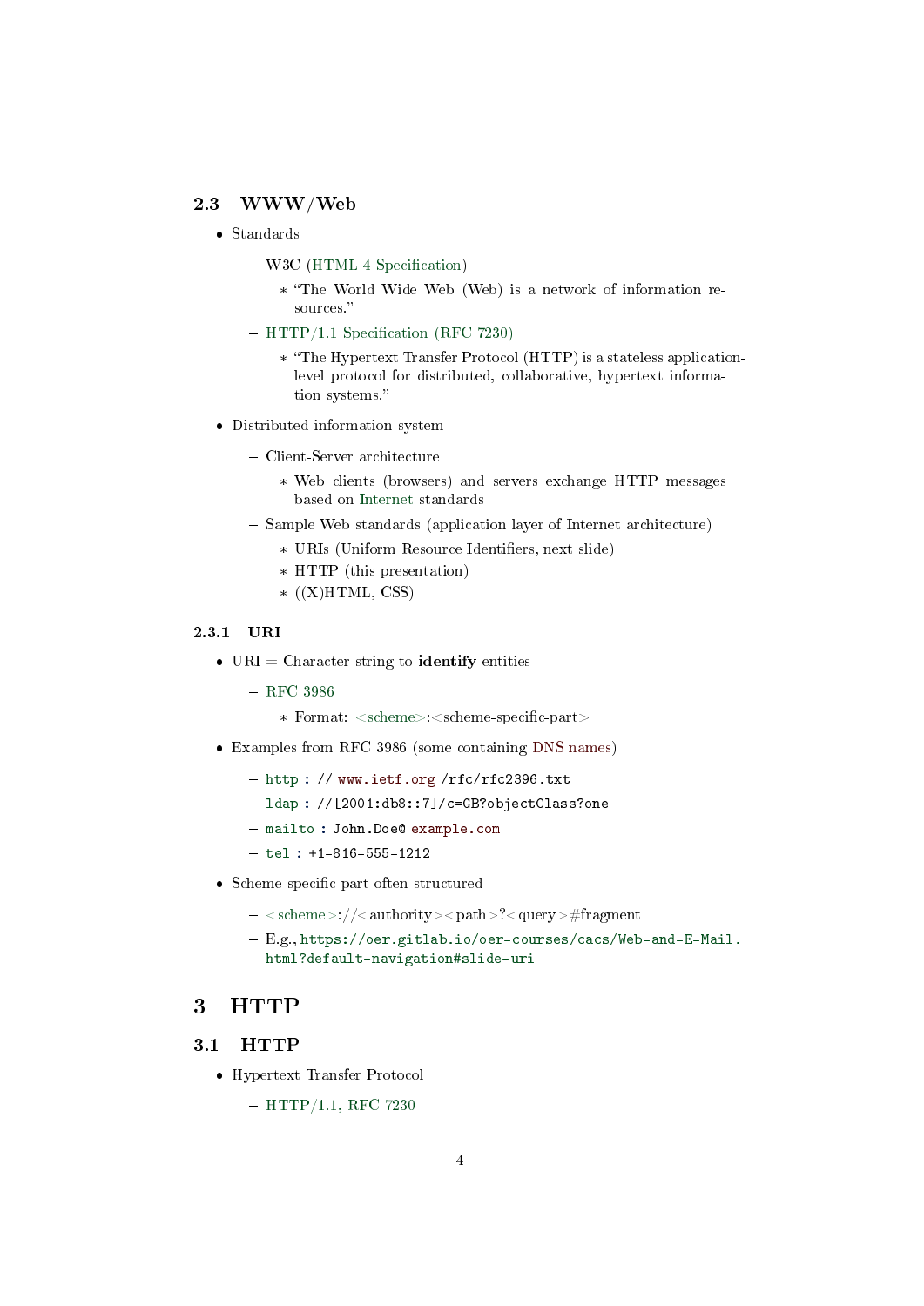## 2.3 WWW/Web

- Standards
  - W3C (HTML 4 Specification)
    - "The World Wide Web (Web) is a network of information resources."
  - HTTP/1.1 Specification (RFC 7230)
    - "The Hypertext Transfer Protocol (HTTP) is a stateless application-level protocol for distributed, collaborative, hypertext information systems."
- Distributed information system
  - Client-Server architecture
    - Web clients (browsers) and servers exchange HTTP messages based on Internet standards
  - Sample Web standards (application layer of Internet architecture)
    - URIs (Uniform Resource Identifiers, next slide)
    - HTTP (this presentation)
    - ((X)HTML, CSS)

### 2.3.1 URI

- URI = Character string to **identify** entities
  - RFC 3986
    - Format: <scheme>:<scheme-specific-part>
- Examples from RFC 3986 (some containing DNS names)
  - `http : // www.ietf.org /rfc/rfc2396.txt`
  - `ldap : //[2001:db8::7]/c=GB?objectClass?one`
  - `mailto : John.Doe@ example.com`
  - `tel : +1-816-555-1212`
- Scheme-specific part often structured
  - <scheme>://<authority><path>?<query>#fragment
  - E.g., `https://oer.gitlab.io/oer-courses/cacs/Web-and-E-Mail.html?default-navigation#slide-uri`

# 3 HTTP

## 3.1 HTTP

- Hypertext Transfer Protocol
  - HTTP/1.1, RFC 7230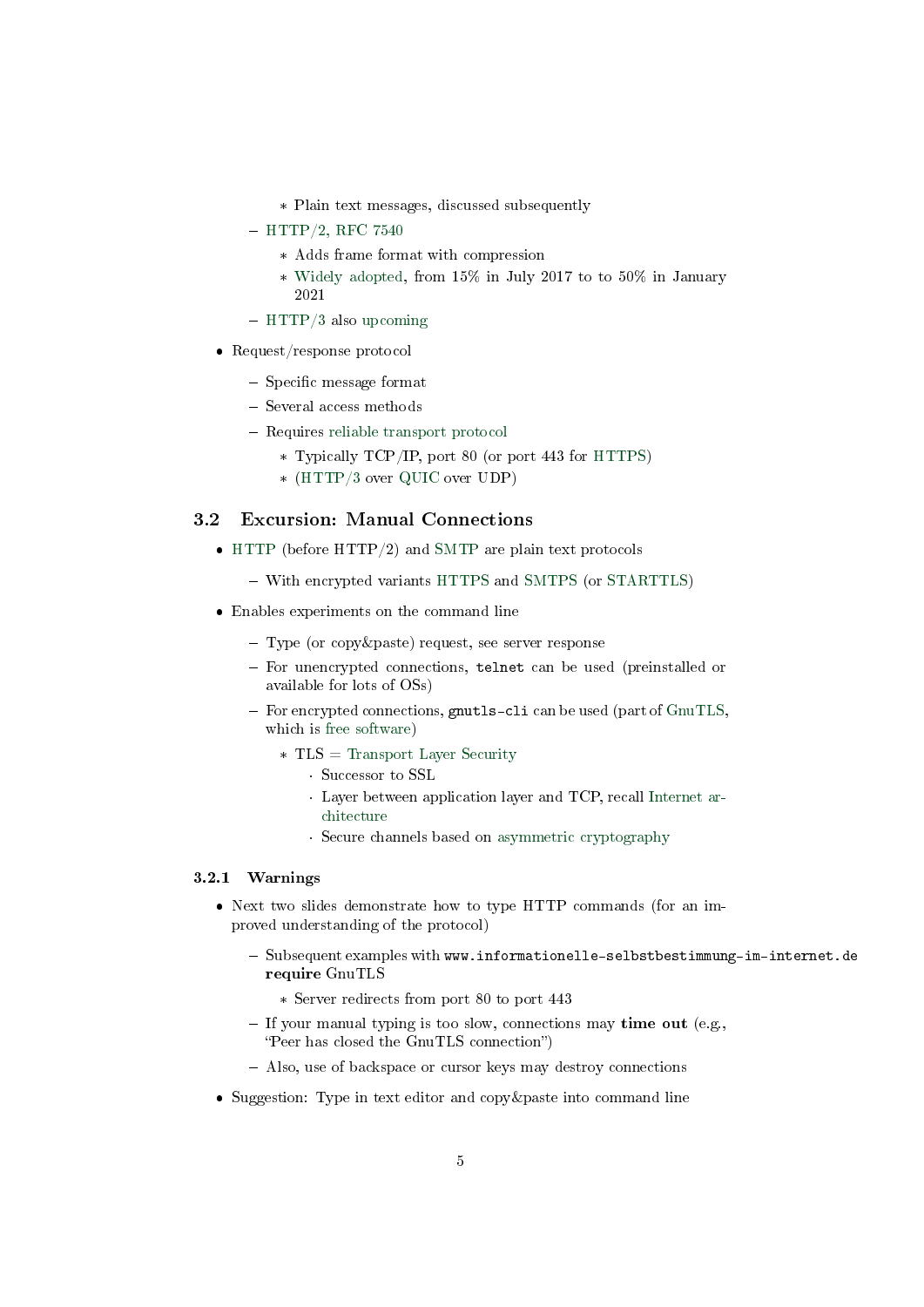- Plain text messages, discussed subsequently
  - HTTP/2, RFC 7540
    - Adds frame format with compression
    - Widely adopted, from 15% in July 2017 to to 50% in January 2021
  - HTTP/3 also upcoming
- Request/response protocol
  - Specific message format
  - Several access methods
  - Requires reliable transport protocol
    - Typically TCP/IP, port 80 (or port 443 for HTTPS)
    - (HTTP/3 over QUIC over UDP)

## 3.2 Excursion: Manual Connections

- HTTP (before HTTP/2) and SMTP are plain text protocols
  - With encrypted variants HTTPS and SMTPS (or STARTTLS)
- Enables experiments on the command line
  - Type (or copy&paste) request, see server response
  - For unencrypted connections, `telnet` can be used (preinstalled or available for lots of OSs)
  - For encrypted connections, `gnutls-cli` can be used (part of GnuTLS, which is free software)
    - TLS = Transport Layer Security
      - Successor to SSL
      - Layer between application layer and TCP, recall Internet architecture
      - Secure channels based on asymmetric cryptography

### 3.2.1 Warnings

- Next two slides demonstrate how to type HTTP commands (for an improved understanding of the protocol)
  - Subsequent examples with `www.informationelle-selbstbestimmung-im-internet.de` **require** GnuTLS
    - Server redirects from port 80 to port 443
  - If your manual typing is too slow, connections may **time out** (e.g., "Peer has closed the GnuTLS connection")
  - Also, use of backspace or cursor keys may destroy connections
- Suggestion: Type in text editor and copy&paste into command line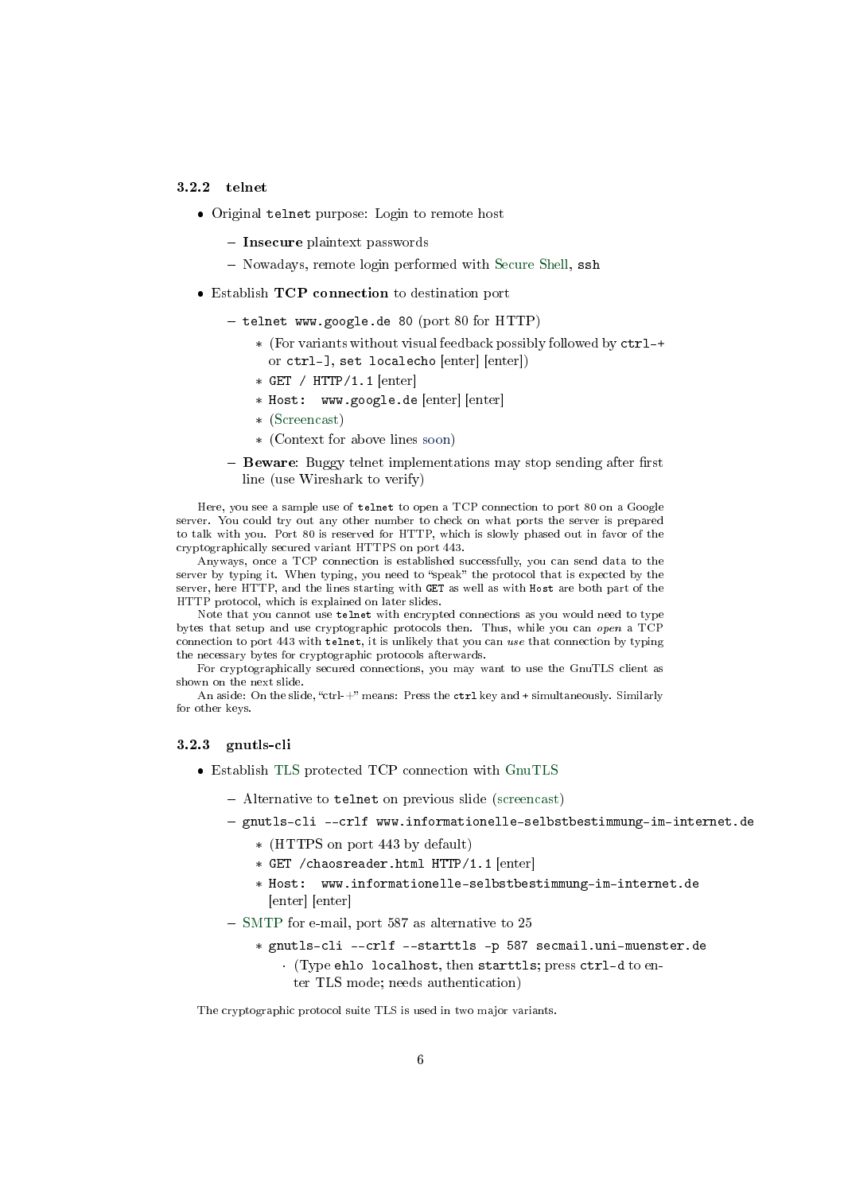### 3.2.2 telnet

- Original `telnet` purpose: Login to remote host
  - **Insecure** plaintext passwords
  - Nowadays, remote login performed with Secure Shell, `ssh`
- Establish **TCP connection** to destination port
  - `telnet www.google.de 80` (port 80 for HTTP)
    * (For variants without visual feedback possibly followed by `ctrl-+` or `ctrl-]`, `set localecho` [enter] [enter])
    * `GET / HTTP/1.1` [enter]
    * `Host:  www.google.de` [enter] [enter]
    * (Screencast)
    * (Context for above lines soon)
  - **Beware**: Buggy telnet implementations may stop sending after first line (use Wireshark to verify)

Here, you see a sample use of `telnet` to open a TCP connection to port 80 on a Google server. You could try out any other number to check on what ports the server is prepared to talk with you. Port 80 is reserved for HTTP, which is slowly phased out in favor of the cryptographically secured variant HTTPS on port 443.

Anyways, once a TCP connection is established successfully, you can send data to the server by typing it. When typing, you need to "speak" the protocol that is expected by the server, here HTTP, and the lines starting with `GET` as well as with `Host` are both part of the HTTP protocol, which is explained on later slides.

Note that you cannot use `telnet` with encrypted connections as you would need to type bytes that setup and use cryptographic protocols then. Thus, while you can *open* a TCP connection to port 443 with `telnet`, it is unlikely that you can *use* that connection by typing the necessary bytes for cryptographic protocols afterwards.

For cryptographically secured connections, you may want to use the GnuTLS client as shown on the next slide.

An aside: On the slide, "ctrl-+" means: Press the `ctrl` key and + simultaneously. Similarly for other keys.

### 3.2.3 gnutls-cli

- Establish TLS protected TCP connection with GnuTLS
  - Alternative to `telnet` on previous slide (screencast)
  - `gnutls-cli --crlf www.informationelle-selbstbestimmung-im-internet.de`
    * (HTTPS on port 443 by default)
    * `GET /chaosreader.html HTTP/1.1` [enter]
    * `Host:  www.informationelle-selbstbestimmung-im-internet.de` [enter] [enter]
  - SMTP for e-mail, port 587 as alternative to 25
    * `gnutls-cli --crlf --starttls -p 587 secmail.uni-muenster.de`
      · (Type `ehlo localhost`, then `starttls`; press `ctrl-d` to enter TLS mode; needs authentication)

The cryptographic protocol suite TLS is used in two major variants.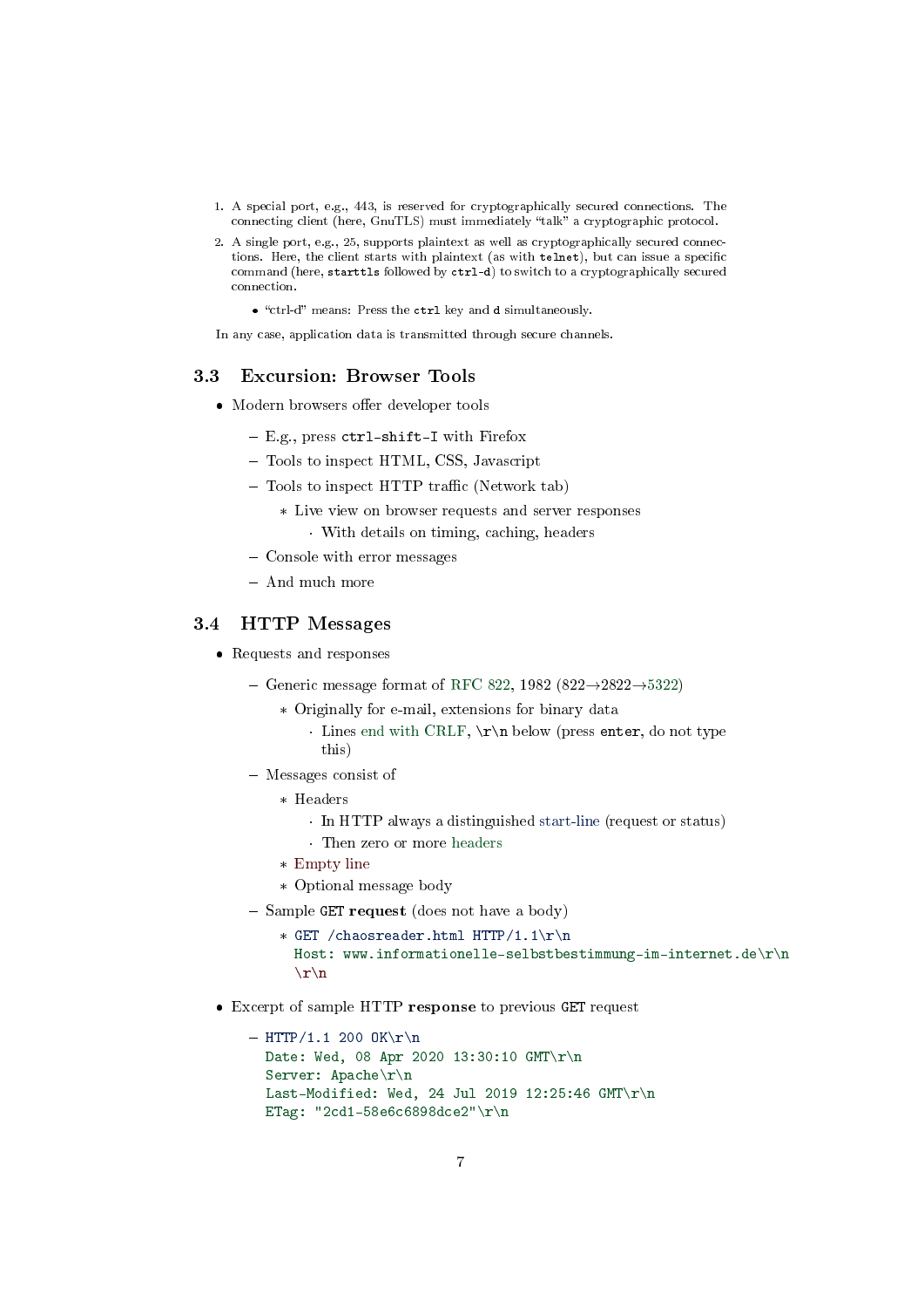1. A special port, e.g., 443, is reserved for cryptographically secured connections. The connecting client (here, GnuTLS) must immediately "talk" a cryptographic protocol.
2. A single port, e.g., 25, supports plaintext as well as cryptographically secured connections. Here, the client starts with plaintext (as with `telnet`), but can issue a specific command (here, `starttls` followed by `ctrl-d`) to switch to a cryptographically secured connection.
   - "ctrl-d" means: Press the `ctrl` key and `d` simultaneously.

In any case, application data is transmitted through secure channels.

## 3.3 Excursion: Browser Tools

- Modern browsers offer developer tools
  - E.g., press `ctrl-shift-I` with Firefox
  - Tools to inspect HTML, CSS, Javascript
  - Tools to inspect HTTP traffic (Network tab)
    - Live view on browser requests and server responses
      - With details on timing, caching, headers
  - Console with error messages
  - And much more

## 3.4 HTTP Messages

- Requests and responses
  - Generic message format of RFC 822, 1982 (822→2822→5322)
    - Originally for e-mail, extensions for binary data
      - Lines end with CRLF, `\r\n` below (press `enter`, do not type this)
  - Messages consist of
    - Headers
      - In HTTP always a distinguished start-line (request or status)
      - Then zero or more headers
    - Empty line
    - Optional message body
  - Sample `GET` **request** (does not have a body)
    - ```
      GET /chaosreader.html HTTP/1.1\r\n
      Host: www.informationelle-selbstbestimmung-im-internet.de\r\n
      \r\n
      ```
- Excerpt of sample HTTP **response** to previous `GET` request
  - ```
    HTTP/1.1 200 OK\r\n
    Date: Wed, 08 Apr 2020 13:30:10 GMT\r\n
    Server: Apache\r\n
    Last-Modified: Wed, 24 Jul 2019 12:25:46 GMT\r\n
    ETag: "2cd1-58e6c6898dce2"\r\n
    ```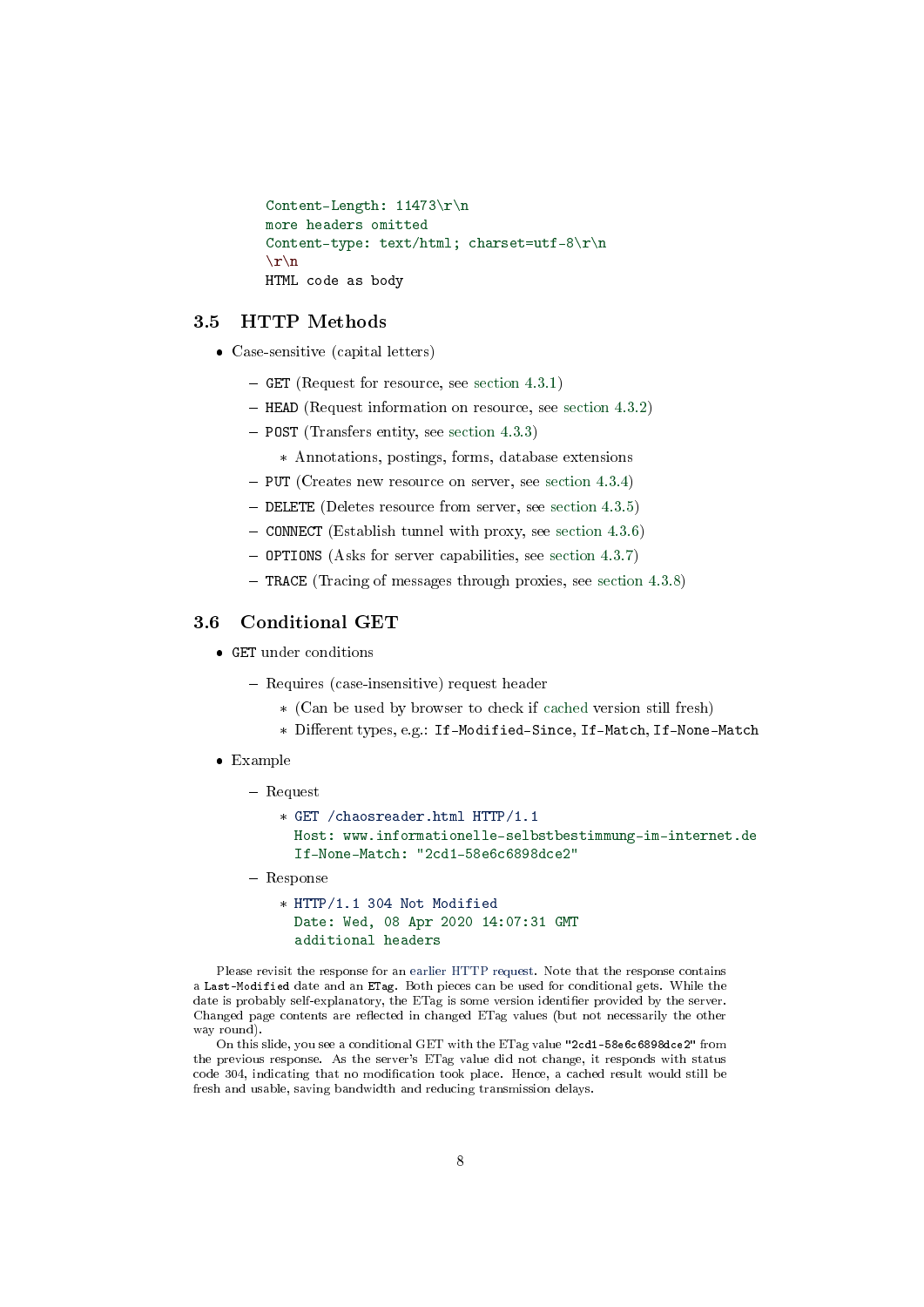```
Content-Length: 11473\r\n
more headers omitted
Content-type: text/html; charset=utf-8\r\n
\r\n
HTML code as body
```

## 3.5 HTTP Methods

- Case-sensitive (capital letters)
  - `GET` (Request for resource, see section 4.3.1)
  - `HEAD` (Request information on resource, see section 4.3.2)
  - `POST` (Transfers entity, see section 4.3.3)
    - Annotations, postings, forms, database extensions
  - `PUT` (Creates new resource on server, see section 4.3.4)
  - `DELETE` (Deletes resource from server, see section 4.3.5)
  - `CONNECT` (Establish tunnel with proxy, see section 4.3.6)
  - `OPTIONS` (Asks for server capabilities, see section 4.3.7)
  - `TRACE` (Tracing of messages through proxies, see section 4.3.8)

## 3.6 Conditional GET

- `GET` under conditions
  - Requires (case-insensitive) request header
    - (Can be used by browser to check if cached version still fresh)
    - Different types, e.g.: `If-Modified-Since`, `If-Match`, `If-None-Match`
- Example
  - Request
    - ```
      GET /chaosreader.html HTTP/1.1
      Host: www.informationelle-selbstbestimmung-im-internet.de
      If-None-Match: "2cd1-58e6c6898dce2"
      ```
  - Response
    - ```
      HTTP/1.1 304 Not Modified
      Date: Wed, 08 Apr 2020 14:07:31 GMT
      additional headers
      ```

Please revisit the response for an earlier HTTP request. Note that the response contains a `Last-Modified` date and an `ETag`. Both pieces can be used for conditional gets. While the date is probably self-explanatory, the ETag is some version identifier provided by the server. Changed page contents are reflected in changed ETag values (but not necessarily the other way round).

On this slide, you see a conditional GET with the ETag value `"2cd1-58e6c6898dce2"` from the previous response. As the server's ETag value did not change, it responds with status code 304, indicating that no modification took place. Hence, a cached result would still be fresh and usable, saving bandwidth and reducing transmission delays.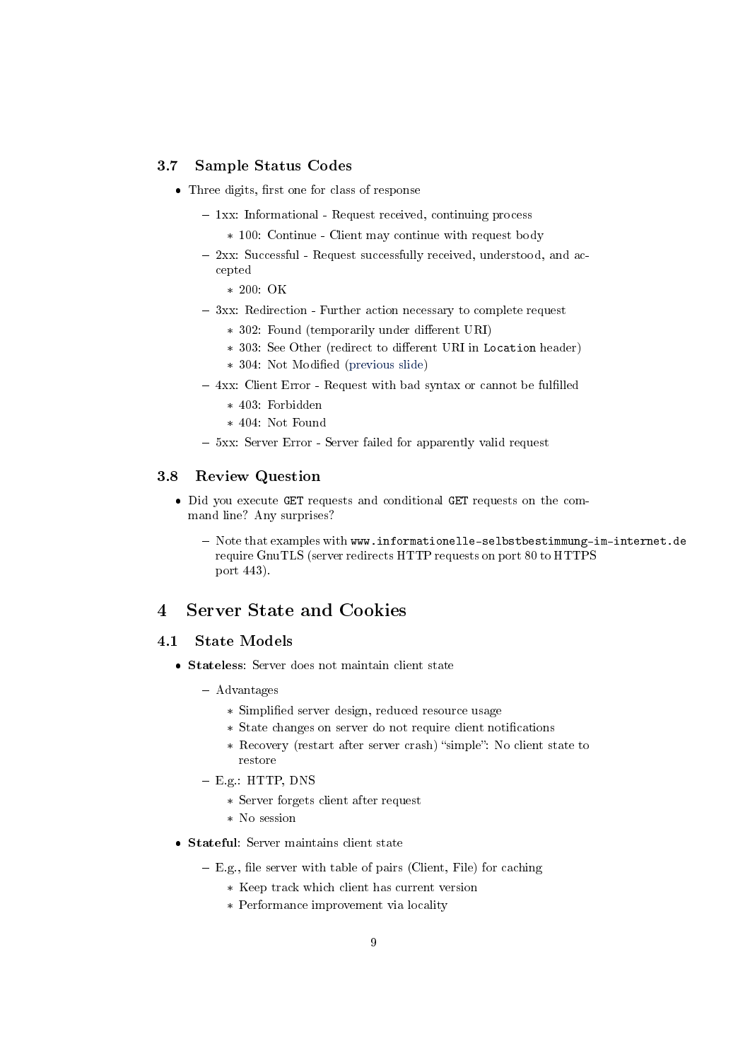### 3.7 Sample Status Codes

- Three digits, first one for class of response
  - 1xx: Informational - Request received, continuing process
    - 100: Continue - Client may continue with request body
  - 2xx: Successful - Request successfully received, understood, and accepted
    - 200: OK
  - 3xx: Redirection - Further action necessary to complete request
    - 302: Found (temporarily under different URI)
    - 303: See Other (redirect to different URI in `Location` header)
    - 304: Not Modified (previous slide)
  - 4xx: Client Error - Request with bad syntax or cannot be fulfilled
    - 403: Forbidden
    - 404: Not Found
  - 5xx: Server Error - Server failed for apparently valid request

### 3.8 Review Question

- Did you execute `GET` requests and conditional `GET` requests on the command line? Any surprises?
  - Note that examples with `www.informationelle-selbstbestimmung-im-internet.de` require GnuTLS (server redirects HTTP requests on port 80 to HTTPS port 443).

## 4 Server State and Cookies

### 4.1 State Models

- **Stateless**: Server does not maintain client state
  - Advantages
    - Simplified server design, reduced resource usage
    - State changes on server do not require client notifications
    - Recovery (restart after server crash) "simple": No client state to restore
  - E.g.: HTTP, DNS
    - Server forgets client after request
    - No session
- **Stateful**: Server maintains client state
  - E.g., file server with table of pairs (Client, File) for caching
    - Keep track which client has current version
    - Performance improvement via locality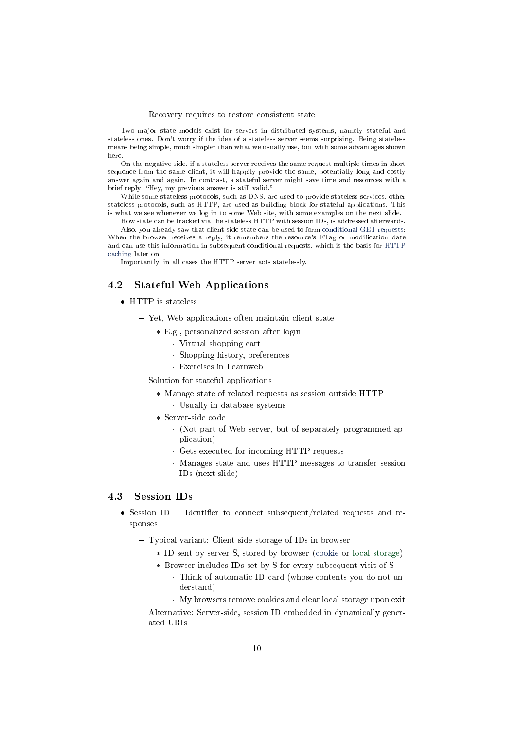- Recovery requires to restore consistent state

Two major state models exist for servers in distributed systems, namely stateful and stateless ones. Don't worry if the idea of a stateless server seems surprising. Being stateless means being simple, much simpler than what we usually use, but with some advantages shown here.

On the negative side, if a stateless server receives the same request multiple times in short sequence from the same client, it will happily provide the same, potentially long and costly answer again and again. In contrast, a stateful server might save time and resources with a brief reply: "Hey, my previous answer is still valid."

While some stateless protocols, such as DNS, are used to provide stateless services, other stateless protocols, such as HTTP, are used as building block for stateful applications. This is what we see whenever we log in to some Web site, with some examples on the next slide.

How state can be tracked via the stateless HTTP with session IDs, is addressed afterwards.

Also, you already saw that client-side state can be used to form conditional GET requests: When the browser receives a reply, it remembers the resource's ETag or modification date and can use this information in subsequent conditional requests, which is the basis for HTTP caching later on.

Importantly, in all cases the HTTP server acts statelessly.

## 4.2 Stateful Web Applications

- HTTP is stateless
  - Yet, Web applications often maintain client state
    - E.g., personalized session after login
      - Virtual shopping cart
      - Shopping history, preferences
      - Exercises in Learnweb
  - Solution for stateful applications
    - Manage state of related requests as session outside HTTP
      - Usually in database systems
    - Server-side code
      - (Not part of Web server, but of separately programmed application)
      - Gets executed for incoming HTTP requests
      - Manages state and uses HTTP messages to transfer session IDs (next slide)

## 4.3 Session IDs

- Session ID = Identifier to connect subsequent/related requests and responses
  - Typical variant: Client-side storage of IDs in browser
    - ID sent by server S, stored by browser (cookie or local storage)
    - Browser includes IDs set by S for every subsequent visit of S
      - Think of automatic ID card (whose contents you do not understand)
      - My browsers remove cookies and clear local storage upon exit
  - Alternative: Server-side, session ID embedded in dynamically generated URIs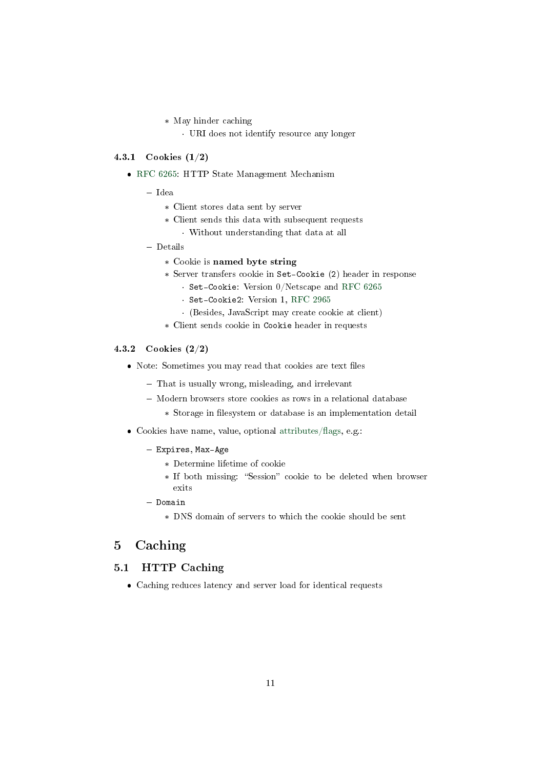- May hinder caching
        - URI does not identify resource any longer

### 4.3.1 Cookies (1/2)

- RFC 6265: HTTP State Management Mechanism
  - Idea
    - Client stores data sent by server
    - Client sends this data with subsequent requests
      - Without understanding that data at all
  - Details
    - Cookie is **named byte string**
    - Server transfers cookie in `Set-Cookie` (2) header in response
      - `Set-Cookie`: Version 0/Netscape and RFC 6265
      - `Set-Cookie2`: Version 1, RFC 2965
      - (Besides, JavaScript may create cookie at client)
    - Client sends cookie in `Cookie` header in requests

### 4.3.2 Cookies (2/2)

- Note: Sometimes you may read that cookies are text files
  - That is usually wrong, misleading, and irrelevant
  - Modern browsers store cookies as rows in a relational database
    - Storage in filesystem or database is an implementation detail
- Cookies have name, value, optional attributes/flags, e.g.:
  - `Expires`, `Max-Age`
    - Determine lifetime of cookie
    - If both missing: "Session" cookie to be deleted when browser exits
  - `Domain`
    - DNS domain of servers to which the cookie should be sent

# 5 Caching

## 5.1 HTTP Caching

- Caching reduces latency and server load for identical requests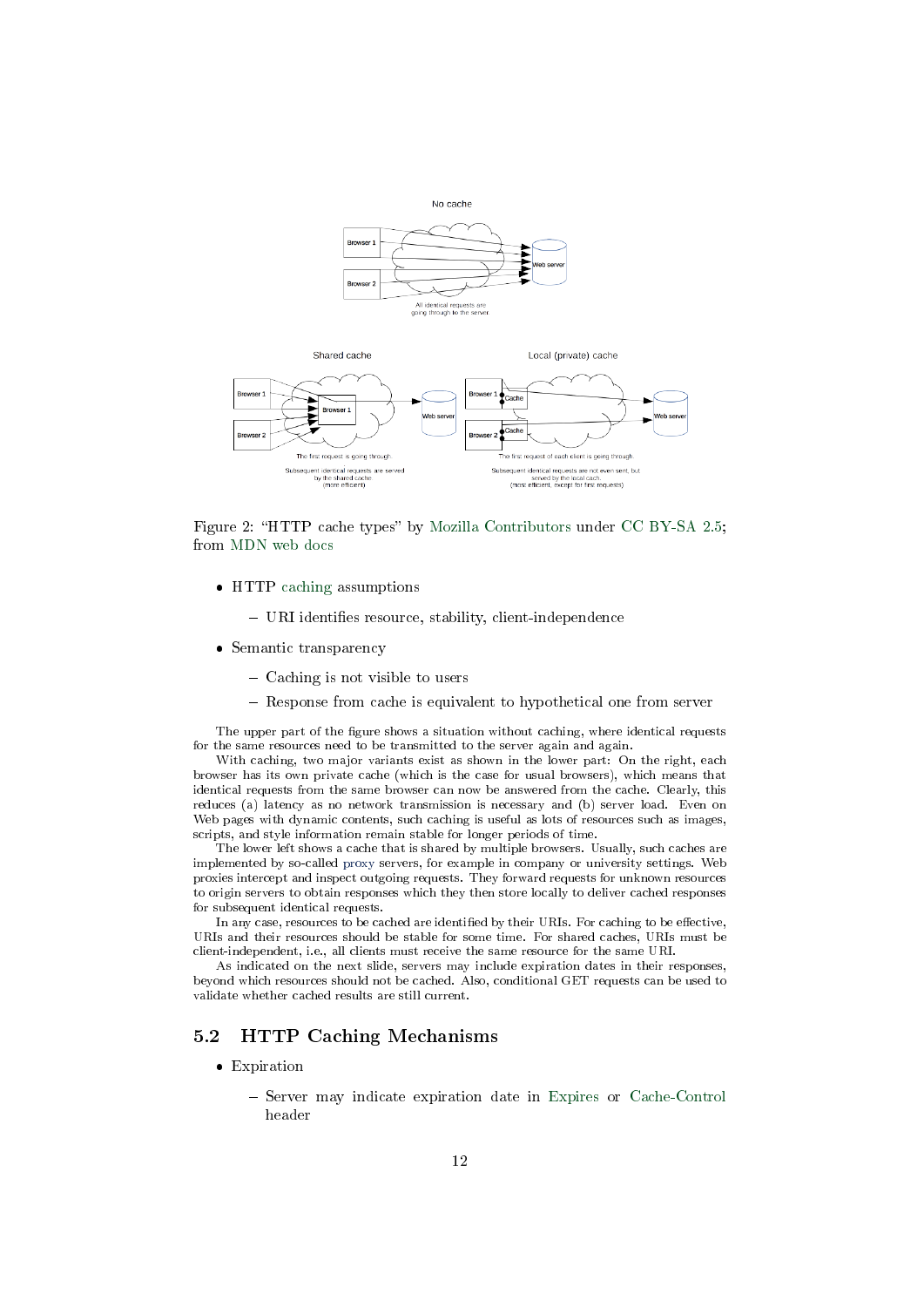Figure 2: "HTTP cache types" by Mozilla Contributors under CC BY-SA 2.5; from MDN web docs

- HTTP caching assumptions
  - URI identifies resource, stability, client-independence
- Semantic transparency
  - Caching is not visible to users
  - Response from cache is equivalent to hypothetical one from server

The upper part of the figure shows a situation without caching, where identical requests for the same resources need to be transmitted to the server again and again.

With caching, two major variants exist as shown in the lower part: On the right, each browser has its own private cache (which is the case for usual browsers), which means that identical requests from the same browser can now be answered from the cache. Clearly, this reduces (a) latency as no network transmission is necessary and (b) server load. Even on Web pages with dynamic contents, such caching is useful as lots of resources such as images, scripts, and style information remain stable for longer periods of time.

The lower left shows a cache that is shared by multiple browsers. Usually, such caches are implemented by so-called proxy servers, for example in company or university settings. Web proxies intercept and inspect outgoing requests. They forward requests for unknown resources to origin servers to obtain responses which they then store locally to deliver cached responses for subsequent identical requests.

In any case, resources to be cached are identified by their URIs. For caching to be effective, URIs and their resources should be stable for some time. For shared caches, URIs must be client-independent, i.e., all clients must receive the same resource for the same URI.

As indicated on the next slide, servers may include expiration dates in their responses, beyond which resources should not be cached. Also, conditional GET requests can be used to validate whether cached results are still current.

## 5.2 HTTP Caching Mechanisms

- Expiration
  - Server may indicate expiration date in Expires or Cache-Control header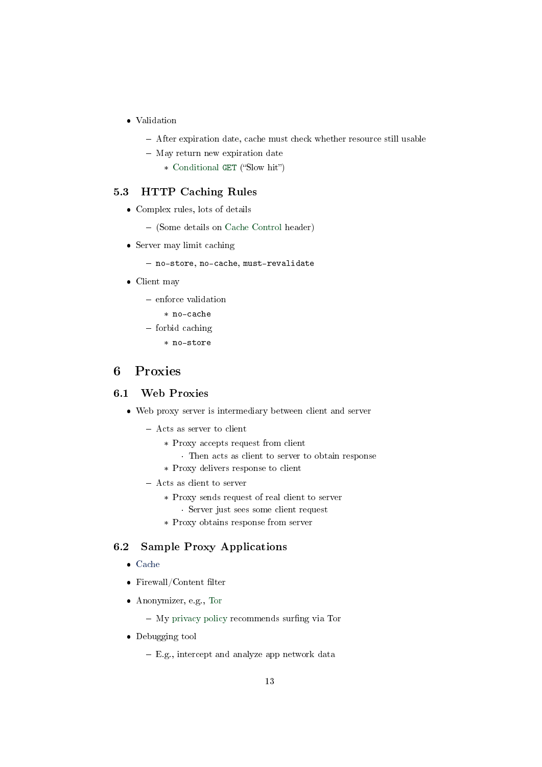- Validation
  - After expiration date, cache must check whether resource still usable
  - May return new expiration date
    - Conditional `GET` ("Slow hit")

### 5.3 HTTP Caching Rules

- Complex rules, lots of details
  - (Some details on Cache Control header)
- Server may limit caching
  - `no-store`, `no-cache`, `must-revalidate`
- Client may
  - enforce validation
    - `no-cache`
  - forbid caching
    - `no-store`

## 6 Proxies

### 6.1 Web Proxies

- Web proxy server is intermediary between client and server
  - Acts as server to client
    - Proxy accepts request from client
      - Then acts as client to server to obtain response
    - Proxy delivers response to client
  - Acts as client to server
    - Proxy sends request of real client to server
      - Server just sees some client request
    - Proxy obtains response from server

### 6.2 Sample Proxy Applications

- Cache
- Firewall/Content filter
- Anonymizer, e.g., Tor
  - My privacy policy recommends surfing via Tor
- Debugging tool
  - E.g., intercept and analyze app network data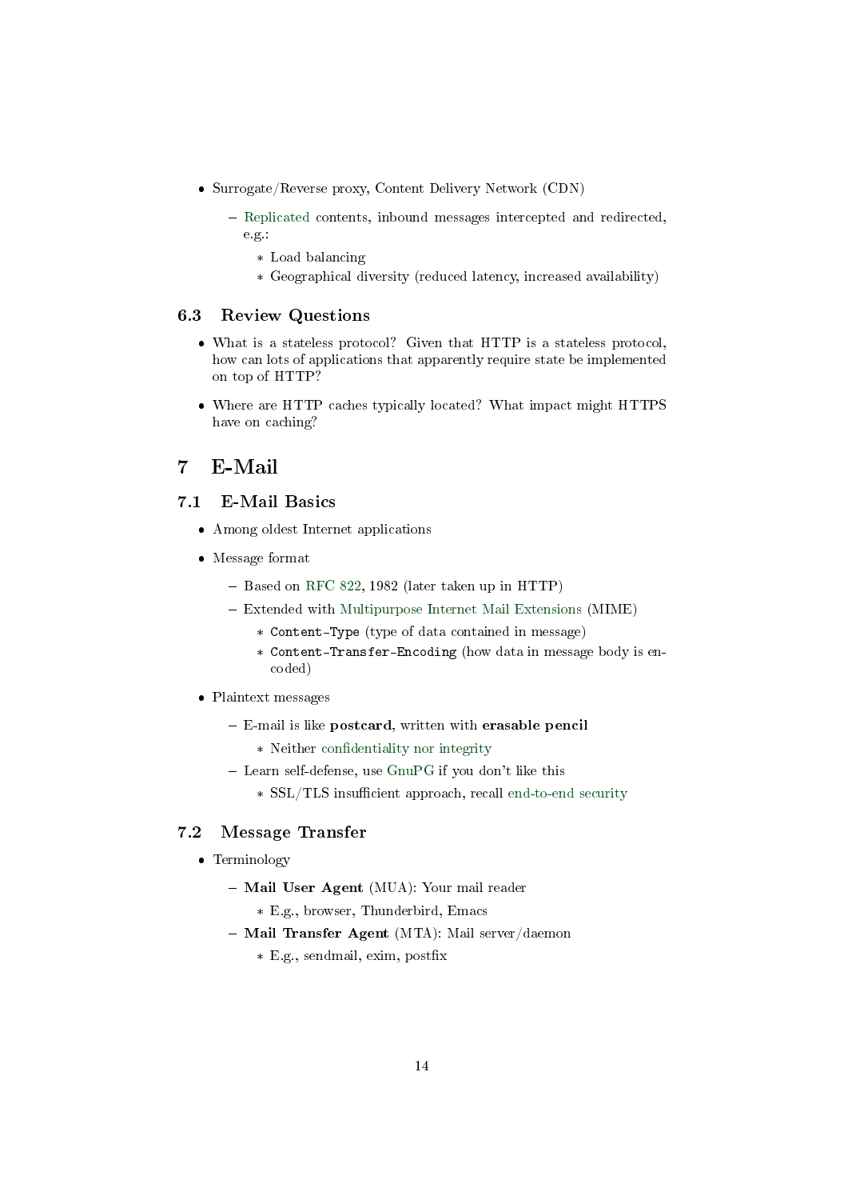- Surrogate/Reverse proxy, Content Delivery Network (CDN)
  - Replicated contents, inbound messages intercepted and redirected, e.g.:
    - Load balancing
    - Geographical diversity (reduced latency, increased availability)

## 6.3 Review Questions

- What is a stateless protocol? Given that HTTP is a stateless protocol, how can lots of applications that apparently require state be implemented on top of HTTP?
- Where are HTTP caches typically located? What impact might HTTPS have on caching?

# 7 E-Mail

## 7.1 E-Mail Basics

- Among oldest Internet applications
- Message format
  - Based on RFC 822, 1982 (later taken up in HTTP)
  - Extended with Multipurpose Internet Mail Extensions (MIME)
    - `Content-Type` (type of data contained in message)
    - `Content-Transfer-Encoding` (how data in message body is encoded)
- Plaintext messages
  - E-mail is like **postcard**, written with **erasable pencil**
    - Neither confidentiality nor integrity
  - Learn self-defense, use GnuPG if you don't like this
    - SSL/TLS insufficient approach, recall end-to-end security

## 7.2 Message Transfer

- Terminology
  - **Mail User Agent** (MUA): Your mail reader
    - E.g., browser, Thunderbird, Emacs
  - **Mail Transfer Agent** (MTA): Mail server/daemon
    - E.g., sendmail, exim, postfix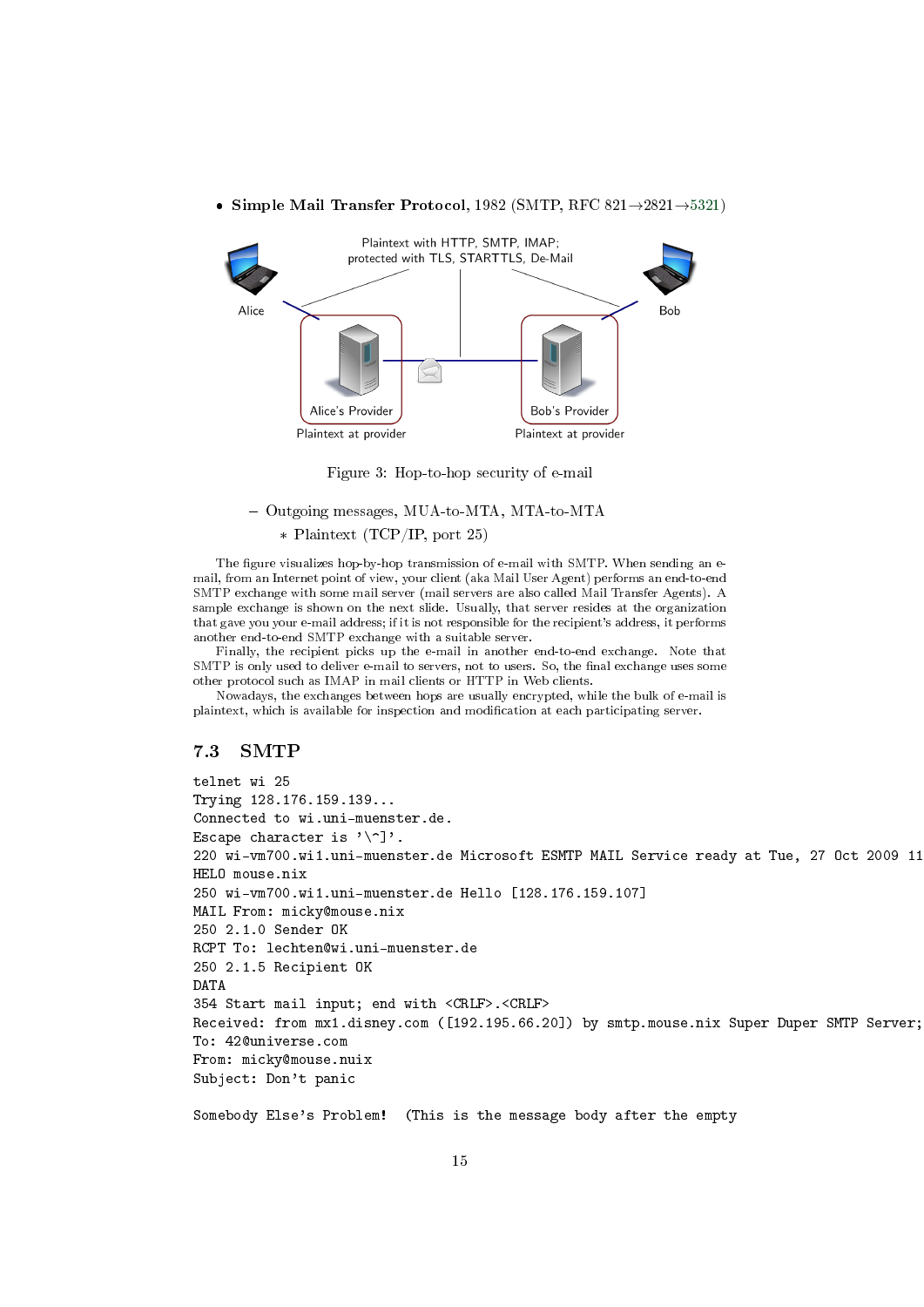- **Simple Mail Transfer Protocol**, 1982 (SMTP, RFC 821→2821→5321)

Figure 3: Hop-to-hop security of e-mail

  - Outgoing messages, MUA-to-MTA, MTA-to-MTA
    - Plaintext (TCP/IP, port 25)

The figure visualizes hop-by-hop transmission of e-mail with SMTP. When sending an e-mail, from an Internet point of view, your client (aka Mail User Agent) performs an end-to-end SMTP exchange with some mail server (mail servers are also called Mail Transfer Agents). A sample exchange is shown on the next slide. Usually, that server resides at the organization that gave you your e-mail address; if it is not responsible for the recipient's address, it performs another end-to-end SMTP exchange with a suitable server.

Finally, the recipient picks up the e-mail in another end-to-end exchange. Note that SMTP is only used to deliver e-mail to servers, not to users. So, the final exchange uses some other protocol such as IMAP in mail clients or HTTP in Web clients.

Nowadays, the exchanges between hops are usually encrypted, while the bulk of e-mail is plaintext, which is available for inspection and modification at each participating server.

## 7.3 SMTP

```
telnet wi 25
Trying 128.176.159.139...
Connected to wi.uni-muenster.de.
Escape character is '\^]'.
220 wi-vm700.wi1.uni-muenster.de Microsoft ESMTP MAIL Service ready at Tue, 27 Oct 2009 11
HELO mouse.nix
250 wi-vm700.wi1.uni-muenster.de Hello [128.176.159.107]
MAIL From: micky@mouse.nix
250 2.1.0 Sender OK
RCPT To: lechten@wi.uni-muenster.de
250 2.1.5 Recipient OK
DATA
354 Start mail input; end with <CRLF>.<CRLF>
Received: from mx1.disney.com ([192.195.66.20]) by smtp.mouse.nix Super Duper SMTP Server;
To: 42@universe.com
From: micky@mouse.nuix
Subject: Don't panic

Somebody Else's Problem!  (This is the message body after the empty
```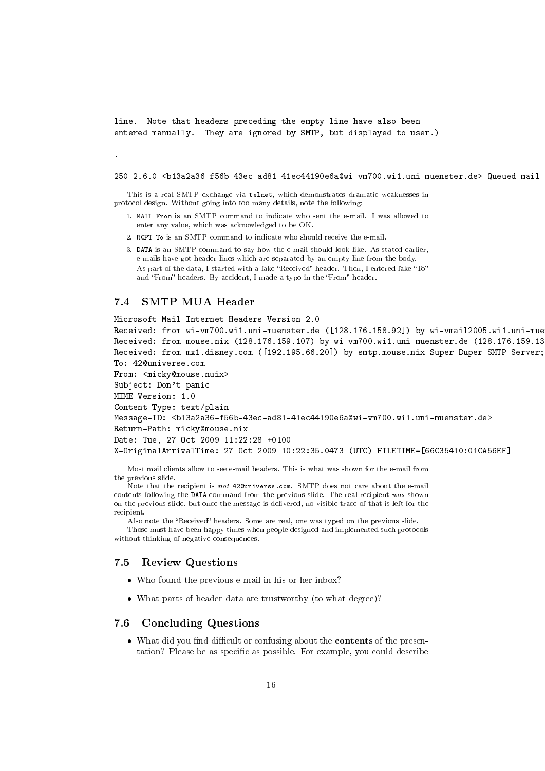```
line.  Note that headers preceding the empty line have also been
entered manually.  They are ignored by SMTP, but displayed to user.)

.

250 2.6.0 <b13a2a36-f56b-43ec-ad81-41ec44190e6a@wi-vm700.wi1.uni-muenster.de> Queued mail
```

This is a real SMTP exchange via `telnet`, which demonstrates dramatic weaknesses in protocol design. Without going into too many details, note the following:

1. `MAIL From` is an SMTP command to indicate who sent the e-mail. I was allowed to enter any value, which was acknowledged to be OK.
2. `RCPT To` is an SMTP command to indicate who should receive the e-mail.
3. `DATA` is an SMTP command to say how the e-mail should look like. As stated earlier, e-mails have got header lines which are separated by an empty line from the body. As part of the data, I started with a fake "Received" header. Then, I entered fake "To" and "From" headers. By accident, I made a typo in the "From" header.

## 7.4 SMTP MUA Header

```
Microsoft Mail Internet Headers Version 2.0
Received: from wi-vm700.wi1.uni-muenster.de ([128.176.158.92]) by wi-vmail2005.wi1.uni-mue
Received: from mouse.nix (128.176.159.107) by wi-vm700.wi1.uni-muenster.de (128.176.159.13
Received: from mx1.disney.com ([192.195.66.20]) by smtp.mouse.nix Super Duper SMTP Server;
To: 42@universe.com
From: <micky@mouse.nuix>
Subject: Don't panic
MIME-Version: 1.0
Content-Type: text/plain
Message-ID: <b13a2a36-f56b-43ec-ad81-41ec44190e6a@wi-vm700.wi1.uni-muenster.de>
Return-Path: micky@mouse.nix
Date: Tue, 27 Oct 2009 11:22:28 +0100
X-OriginalArrivalTime: 27 Oct 2009 10:22:35.0473 (UTC) FILETIME=[66C35410:01CA56EF]
```

Most mail clients allow to see e-mail headers. This is what was shown for the e-mail from the previous slide.

Note that the recipient is *not* `42@universe.com`. SMTP does not care about the e-mail contents following the `DATA` command from the previous slide. The real recipient *was* shown on the previous slide, but once the message is delivered, no visible trace of that is left for the recipient.

Also note the "Received" headers. Some are real, one was typed on the previous slide.

Those must have been happy times when people designed and implemented such protocols without thinking of negative consequences.

## 7.5 Review Questions

- Who found the previous e-mail in his or her inbox?
- What parts of header data are trustworthy (to what degree)?

## 7.6 Concluding Questions

- What did you find difficult or confusing about the **contents** of the presentation? Please be as specific as possible. For example, you could describe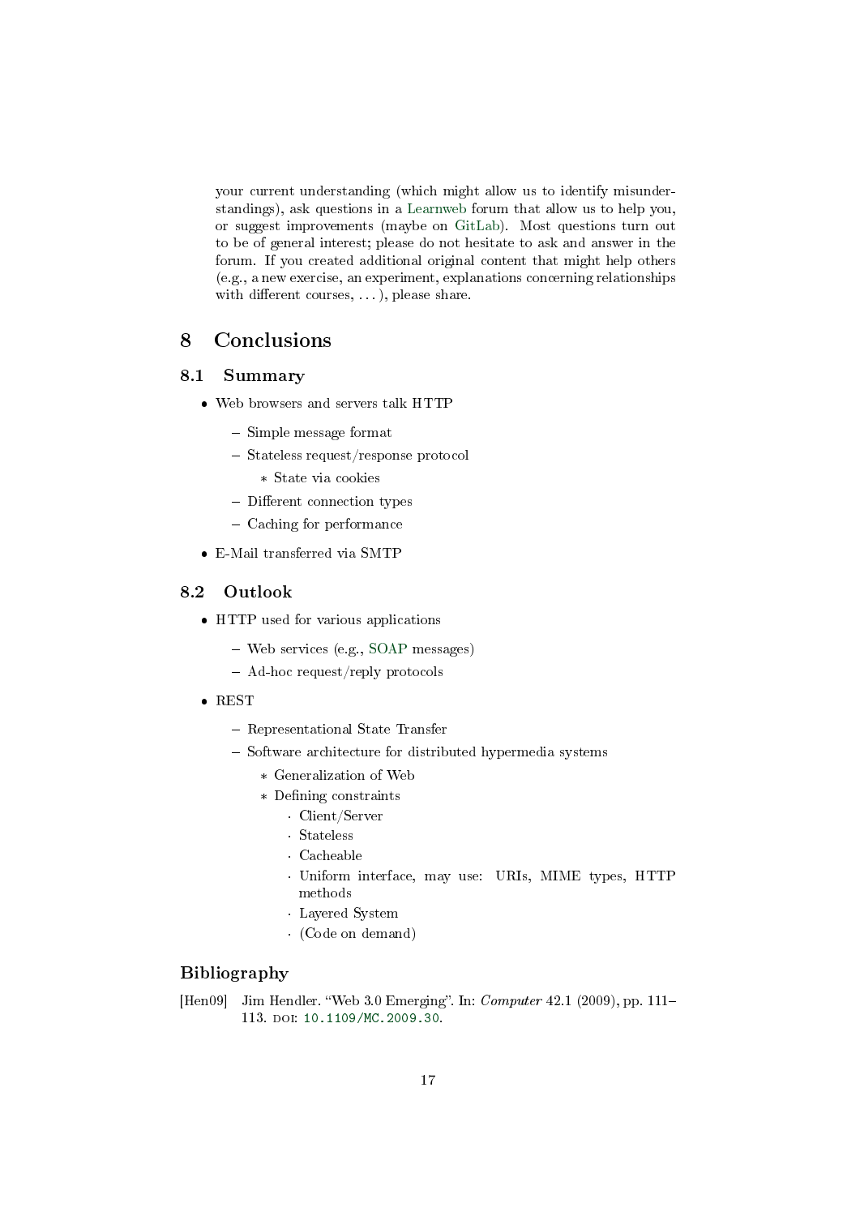your current understanding (which might allow us to identify misunderstandings), ask questions in a Learnweb forum that allow us to help you, or suggest improvements (maybe on GitLab). Most questions turn out to be of general interest; please do not hesitate to ask and answer in the forum. If you created additional original content that might help others (e.g., a new exercise, an experiment, explanations concerning relationships with different courses, . . . ), please share.

# 8 Conclusions

## 8.1 Summary

- Web browsers and servers talk HTTP
  - Simple message format
  - Stateless request/response protocol
    - State via cookies
  - Different connection types
  - Caching for performance
- E-Mail transferred via SMTP

## 8.2 Outlook

- HTTP used for various applications
  - Web services (e.g., SOAP messages)
  - Ad-hoc request/reply protocols
- REST
  - Representational State Transfer
  - Software architecture for distributed hypermedia systems
    - Generalization of Web
    - Defining constraints
      - Client/Server
      - Stateless
      - Cacheable
      - Uniform interface, may use: URIs, MIME types, HTTP methods
      - Layered System
      - (Code on demand)

## Bibliography

[Hen09] Jim Hendler. "Web 3.0 Emerging". In: *Computer* 42.1 (2009), pp. 111–113. DOI: 10.1109/MC.2009.30.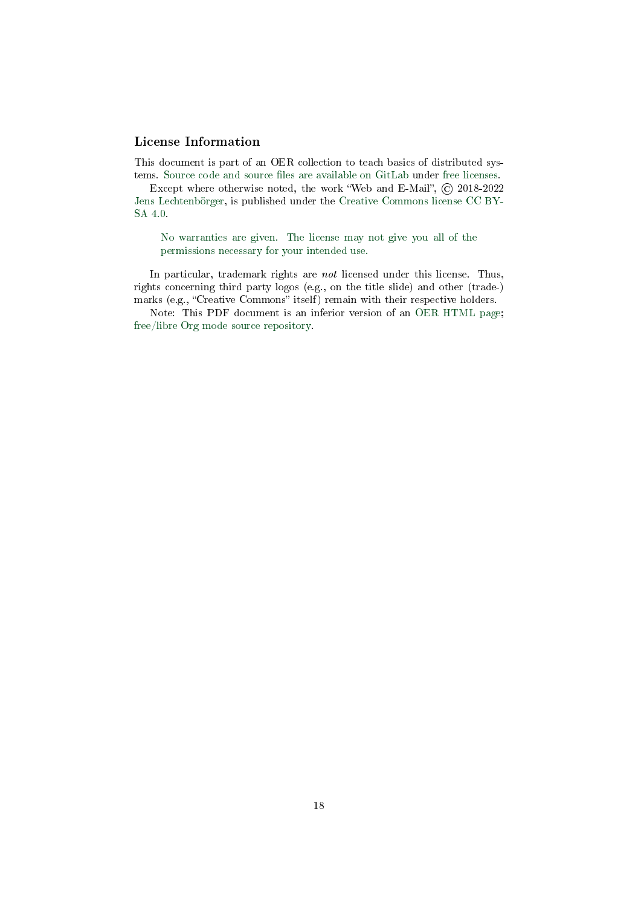## License Information

This document is part of an OER collection to teach basics of distributed systems. Source code and source files are available on GitLab under free licenses.

Except where otherwise noted, the work "Web and E-Mail", © 2018-2022 Jens Lechtenbörger, is published under the Creative Commons license CC BY-SA 4.0.

> No warranties are given. The license may not give you all of the permissions necessary for your intended use.

In particular, trademark rights are *not* licensed under this license. Thus, rights concerning third party logos (e.g., on the title slide) and other (trade-) marks (e.g., "Creative Commons" itself) remain with their respective holders.

Note: This PDF document is an inferior version of an OER HTML page; free/libre Org mode source repository.